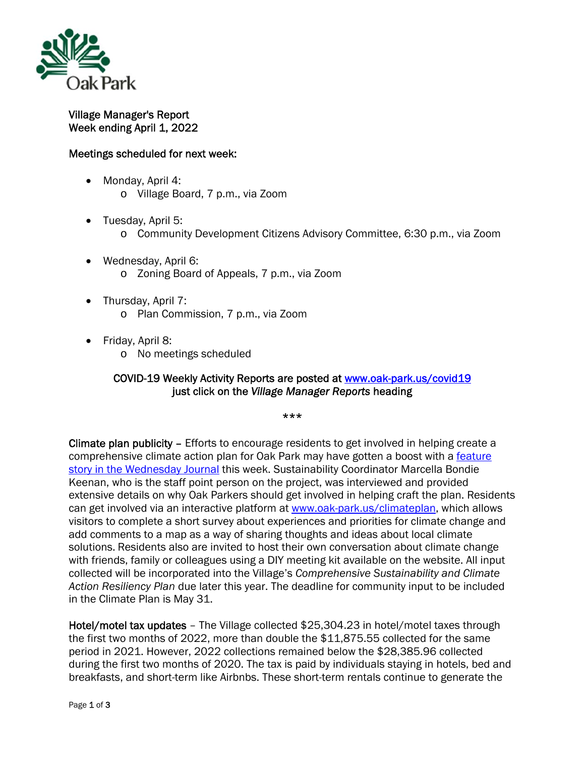Village Manager's Report
Week ending April 1, 2022

Meetings scheduled for next week:

- Monday, April 4:
  - Village Board, 7 p.m., via Zoom
- Tuesday, April 5:
  - Community Development Citizens Advisory Committee, 6:30 p.m., via Zoom
- Wednesday, April 6:
  - Zoning Board of Appeals, 7 p.m., via Zoom
- Thursday, April 7:
  - Plan Commission, 7 p.m., via Zoom
- Friday, April 8:
  - No meetings scheduled

COVID-19 Weekly Activity Reports are posted at www.oak-park.us/covid19 just click on the *Village Manager Reports* heading

***

**Climate plan publicity** – Efforts to encourage residents to get involved in helping create a comprehensive climate action plan for Oak Park may have gotten a boost with a feature story in the Wednesday Journal this week. Sustainability Coordinator Marcella Bondie Keenan, who is the staff point person on the project, was interviewed and provided extensive details on why Oak Parkers should get involved in helping craft the plan. Residents can get involved via an interactive platform at www.oak-park.us/climateplan, which allows visitors to complete a short survey about experiences and priorities for climate change and add comments to a map as a way of sharing thoughts and ideas about local climate solutions. Residents also are invited to host their own conversation about climate change with friends, family or colleagues using a DIY meeting kit available on the website. All input collected will be incorporated into the Village's *Comprehensive Sustainability and Climate Action Resiliency Plan* due later this year. The deadline for community input to be included in the Climate Plan is May 31.

**Hotel/motel tax updates** – The Village collected $25,304.23 in hotel/motel taxes through the first two months of 2022, more than double the $11,875.55 collected for the same period in 2021. However, 2022 collections remained below the $28,385.96 collected during the first two months of 2020. The tax is paid by individuals staying in hotels, bed and breakfasts, and short-term like Airbnbs. These short-term rentals continue to generate the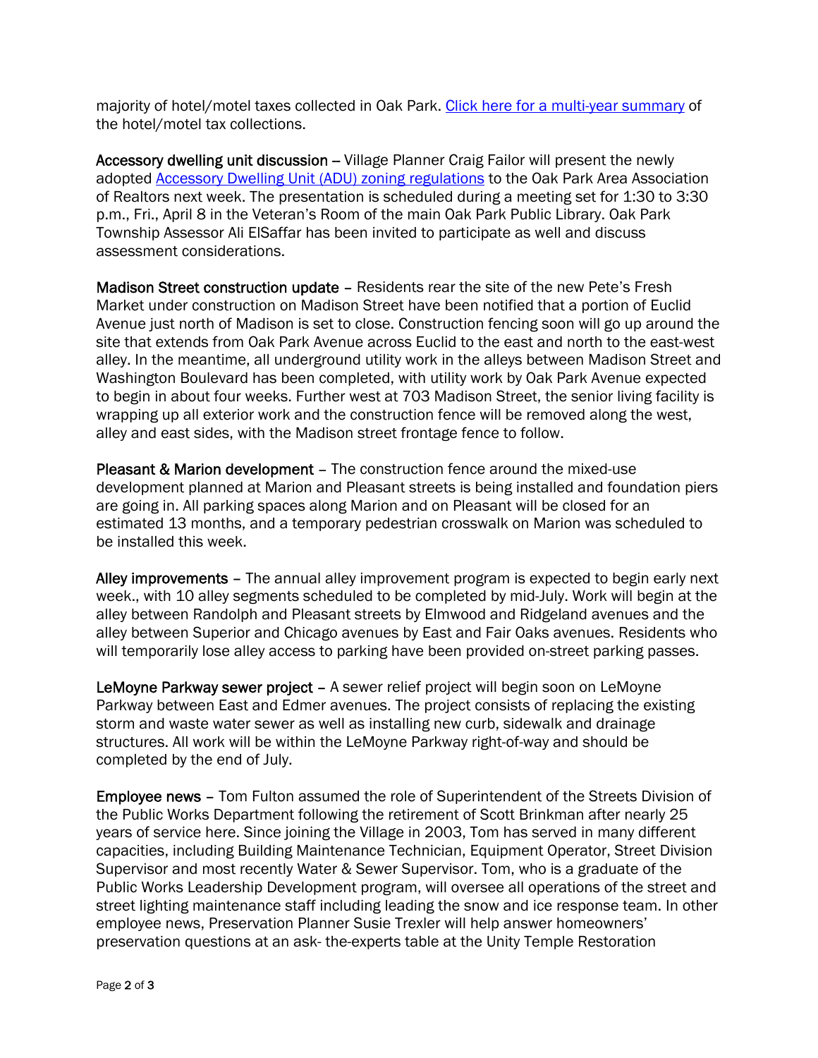majority of hotel/motel taxes collected in Oak Park. [Click here for a multi-year summary] of the hotel/motel tax collections.

**Accessory dwelling unit discussion** – Village Planner Craig Failor will present the newly adopted [Accessory Dwelling Unit (ADU) zoning regulations] to the Oak Park Area Association of Realtors next week. The presentation is scheduled during a meeting set for 1:30 to 3:30 p.m., Fri., April 8 in the Veteran's Room of the main Oak Park Public Library. Oak Park Township Assessor Ali ElSaffar has been invited to participate as well and discuss assessment considerations.

**Madison Street construction update** – Residents rear the site of the new Pete's Fresh Market under construction on Madison Street have been notified that a portion of Euclid Avenue just north of Madison is set to close. Construction fencing soon will go up around the site that extends from Oak Park Avenue across Euclid to the east and north to the east-west alley. In the meantime, all underground utility work in the alleys between Madison Street and Washington Boulevard has been completed, with utility work by Oak Park Avenue expected to begin in about four weeks. Further west at 703 Madison Street, the senior living facility is wrapping up all exterior work and the construction fence will be removed along the west, alley and east sides, with the Madison street frontage fence to follow.

**Pleasant & Marion development** – The construction fence around the mixed-use development planned at Marion and Pleasant streets is being installed and foundation piers are going in. All parking spaces along Marion and on Pleasant will be closed for an estimated 13 months, and a temporary pedestrian crosswalk on Marion was scheduled to be installed this week.

**Alley improvements** – The annual alley improvement program is expected to begin early next week., with 10 alley segments scheduled to be completed by mid-July. Work will begin at the alley between Randolph and Pleasant streets by Elmwood and Ridgeland avenues and the alley between Superior and Chicago avenues by East and Fair Oaks avenues. Residents who will temporarily lose alley access to parking have been provided on-street parking passes.

**LeMoyne Parkway sewer project** – A sewer relief project will begin soon on LeMoyne Parkway between East and Edmer avenues. The project consists of replacing the existing storm and waste water sewer as well as installing new curb, sidewalk and drainage structures. All work will be within the LeMoyne Parkway right-of-way and should be completed by the end of July.

**Employee news** – Tom Fulton assumed the role of Superintendent of the Streets Division of the Public Works Department following the retirement of Scott Brinkman after nearly 25 years of service here. Since joining the Village in 2003, Tom has served in many different capacities, including Building Maintenance Technician, Equipment Operator, Street Division Supervisor and most recently Water & Sewer Supervisor. Tom, who is a graduate of the Public Works Leadership Development program, will oversee all operations of the street and street lighting maintenance staff including leading the snow and ice response team. In other employee news, Preservation Planner Susie Trexler will help answer homeowners' preservation questions at an ask- the-experts table at the Unity Temple Restoration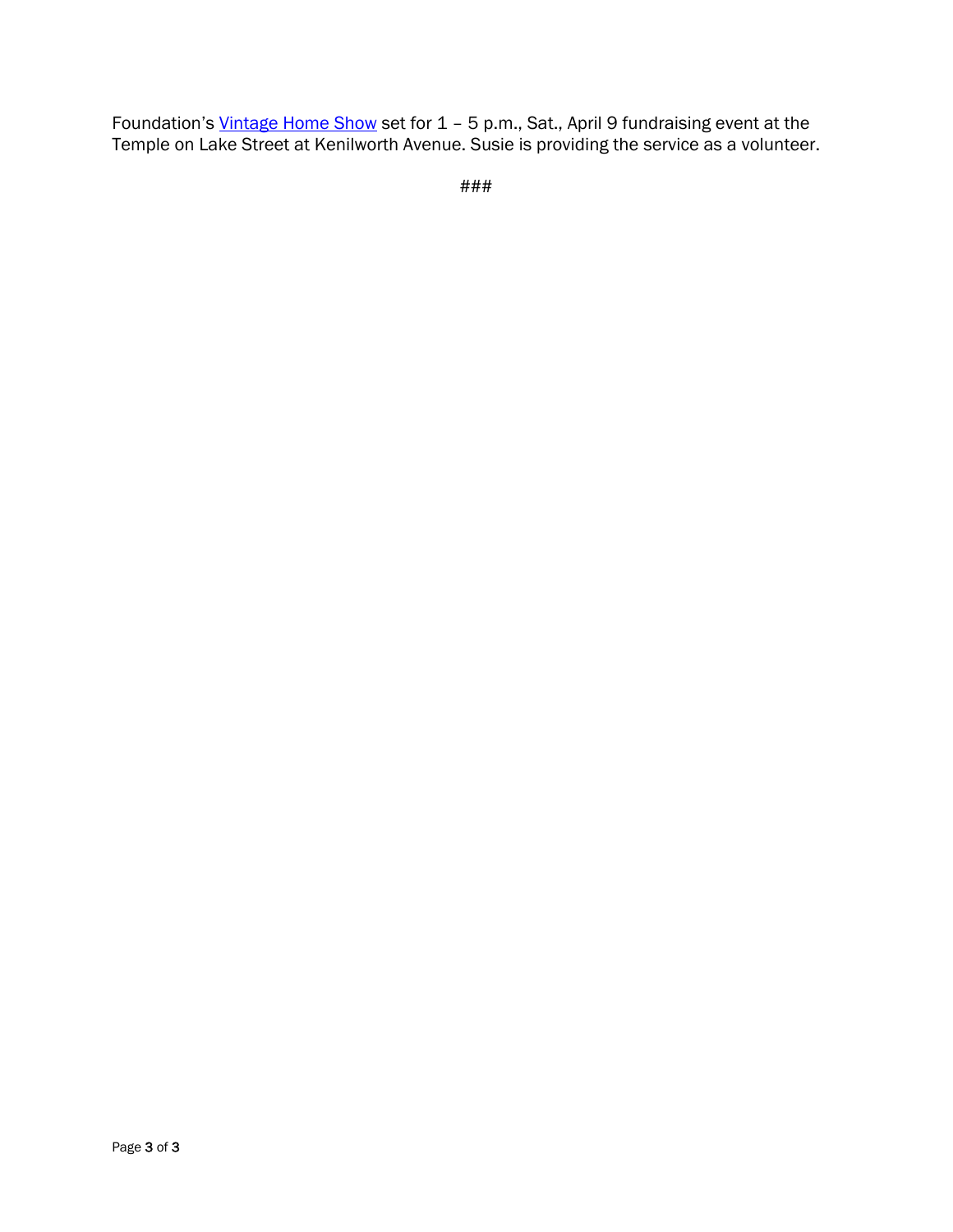Foundation's Vintage Home Show set for 1 – 5 p.m., Sat., April 9 fundraising event at the Temple on Lake Street at Kenilworth Avenue. Susie is providing the service as a volunteer.

###